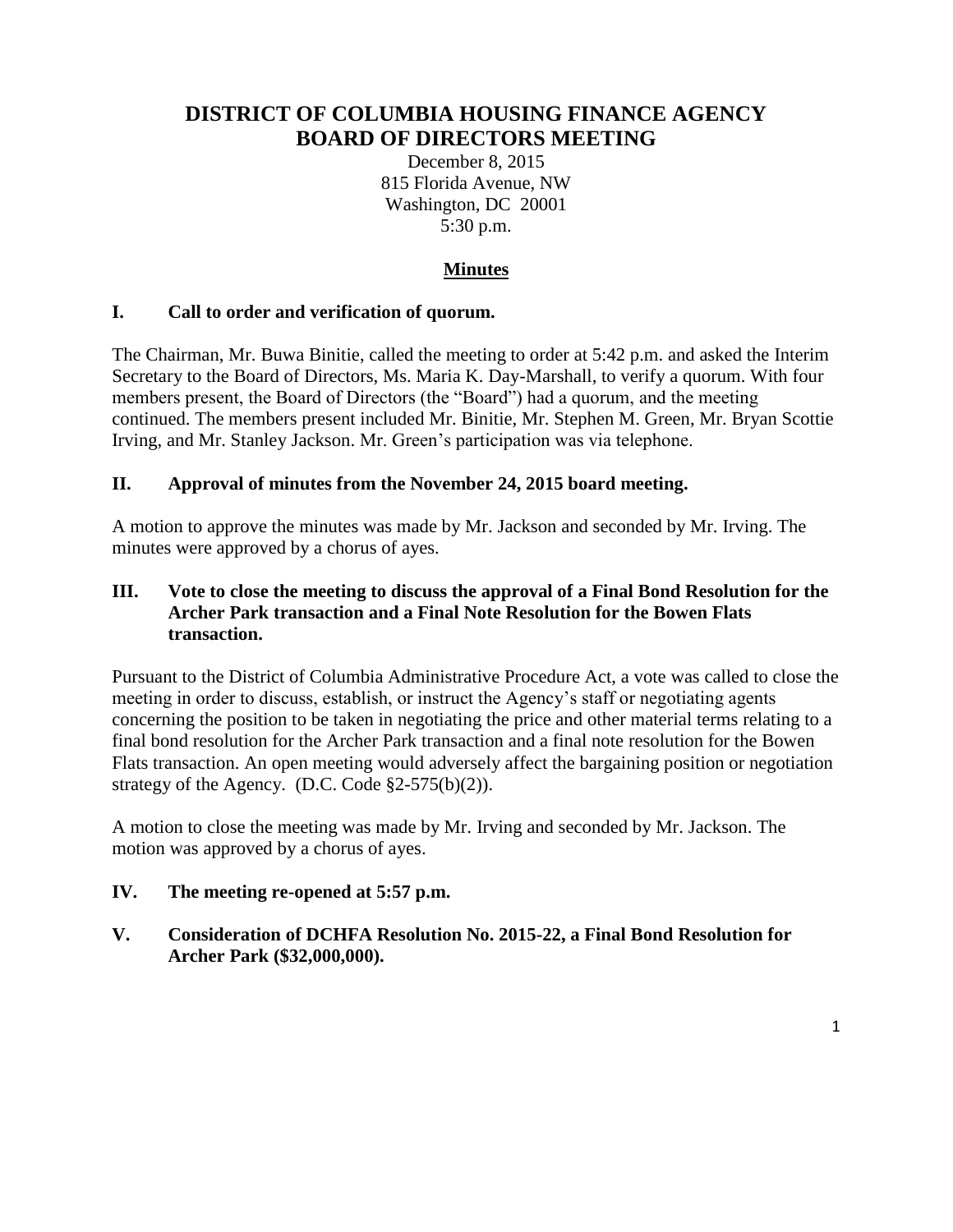# DISTRICT OF COLUMBIA HOUSING FINANCE AGENCY
# BOARD OF DIRECTORS MEETING

December 8, 2015
815 Florida Avenue, NW
Washington, DC 20001
5:30 p.m.

## Minutes

### I. Call to order and verification of quorum.

The Chairman, Mr. Buwa Binitie, called the meeting to order at 5:42 p.m. and asked the Interim Secretary to the Board of Directors, Ms. Maria K. Day-Marshall, to verify a quorum. With four members present, the Board of Directors (the "Board") had a quorum, and the meeting continued. The members present included Mr. Binitie, Mr. Stephen M. Green, Mr. Bryan Scottie Irving, and Mr. Stanley Jackson. Mr. Green's participation was via telephone.

### II. Approval of minutes from the November 24, 2015 board meeting.

A motion to approve the minutes was made by Mr. Jackson and seconded by Mr. Irving. The minutes were approved by a chorus of ayes.

### III. Vote to close the meeting to discuss the approval of a Final Bond Resolution for the Archer Park transaction and a Final Note Resolution for the Bowen Flats transaction.

Pursuant to the District of Columbia Administrative Procedure Act, a vote was called to close the meeting in order to discuss, establish, or instruct the Agency's staff or negotiating agents concerning the position to be taken in negotiating the price and other material terms relating to a final bond resolution for the Archer Park transaction and a final note resolution for the Bowen Flats transaction. An open meeting would adversely affect the bargaining position or negotiation strategy of the Agency. (D.C. Code §2-575(b)(2)).

A motion to close the meeting was made by Mr. Irving and seconded by Mr. Jackson. The motion was approved by a chorus of ayes.

### IV. The meeting re-opened at 5:57 p.m.

### V. Consideration of DCHFA Resolution No. 2015-22, a Final Bond Resolution for Archer Park ($32,000,000).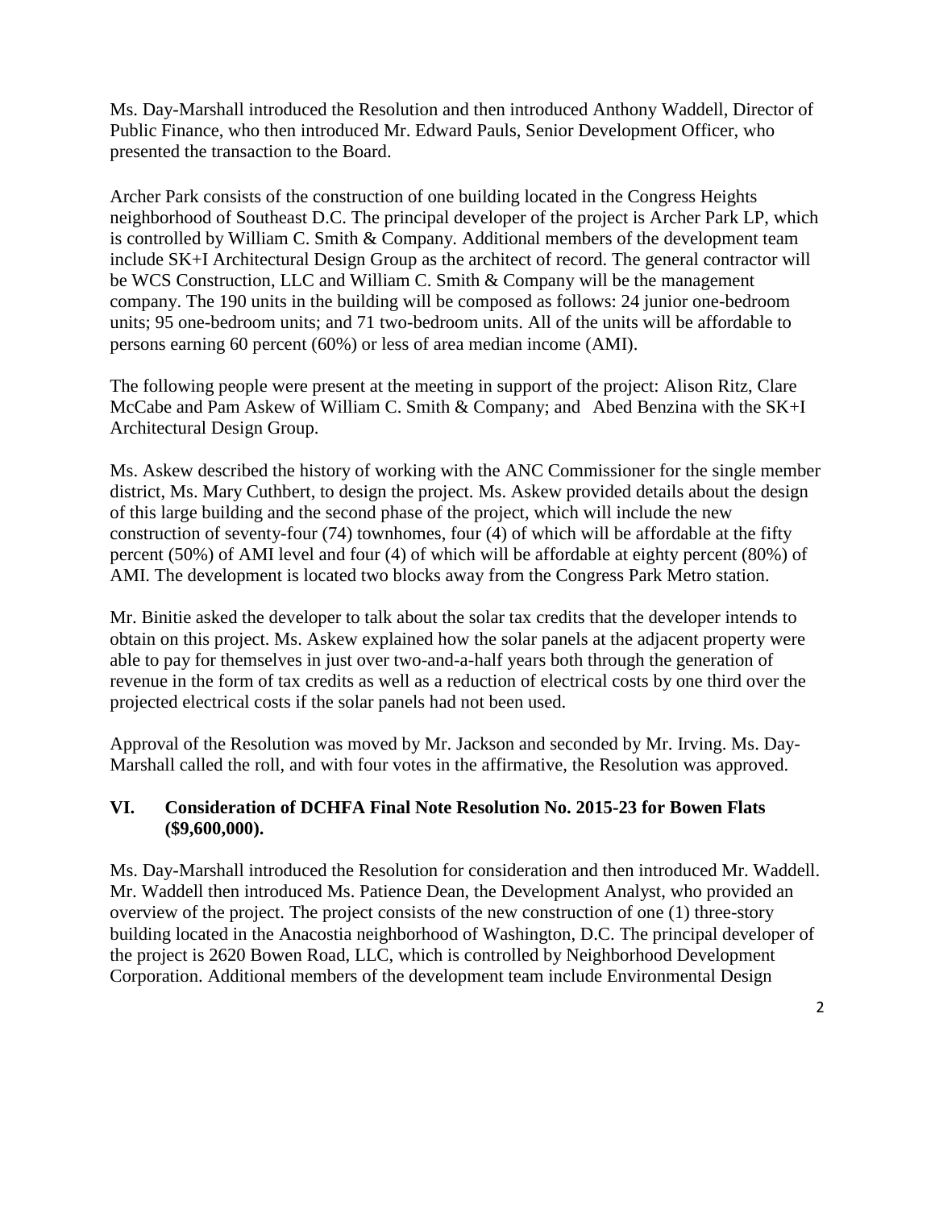Ms. Day-Marshall introduced the Resolution and then introduced Anthony Waddell, Director of Public Finance, who then introduced Mr. Edward Pauls, Senior Development Officer, who presented the transaction to the Board.

Archer Park consists of the construction of one building located in the Congress Heights neighborhood of Southeast D.C. The principal developer of the project is Archer Park LP, which is controlled by William C. Smith & Company. Additional members of the development team include SK+I Architectural Design Group as the architect of record. The general contractor will be WCS Construction, LLC and William C. Smith & Company will be the management company. The 190 units in the building will be composed as follows: 24 junior one-bedroom units; 95 one-bedroom units; and 71 two-bedroom units. All of the units will be affordable to persons earning 60 percent (60%) or less of area median income (AMI).

The following people were present at the meeting in support of the project: Alison Ritz, Clare McCabe and Pam Askew of William C. Smith & Company; and Abed Benzina with the SK+I Architectural Design Group.

Ms. Askew described the history of working with the ANC Commissioner for the single member district, Ms. Mary Cuthbert, to design the project. Ms. Askew provided details about the design of this large building and the second phase of the project, which will include the new construction of seventy-four (74) townhomes, four (4) of which will be affordable at the fifty percent (50%) of AMI level and four (4) of which will be affordable at eighty percent (80%) of AMI. The development is located two blocks away from the Congress Park Metro station.

Mr. Binitie asked the developer to talk about the solar tax credits that the developer intends to obtain on this project. Ms. Askew explained how the solar panels at the adjacent property were able to pay for themselves in just over two-and-a-half years both through the generation of revenue in the form of tax credits as well as a reduction of electrical costs by one third over the projected electrical costs if the solar panels had not been used.

Approval of the Resolution was moved by Mr. Jackson and seconded by Mr. Irving. Ms. Day-Marshall called the roll, and with four votes in the affirmative, the Resolution was approved.

## VI. Consideration of DCHFA Final Note Resolution No. 2015-23 for Bowen Flats ($9,600,000).

Ms. Day-Marshall introduced the Resolution for consideration and then introduced Mr. Waddell. Mr. Waddell then introduced Ms. Patience Dean, the Development Analyst, who provided an overview of the project. The project consists of the new construction of one (1) three-story building located in the Anacostia neighborhood of Washington, D.C. The principal developer of the project is 2620 Bowen Road, LLC, which is controlled by Neighborhood Development Corporation. Additional members of the development team include Environmental Design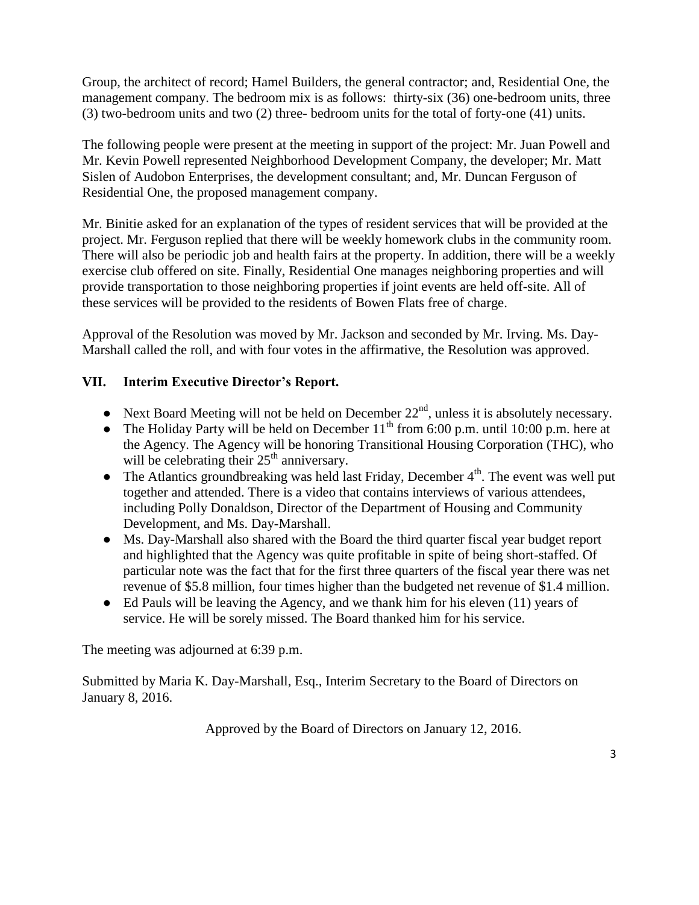Group, the architect of record; Hamel Builders, the general contractor; and, Residential One, the management company. The bedroom mix is as follows: thirty-six (36) one-bedroom units, three (3) two-bedroom units and two (2) three- bedroom units for the total of forty-one (41) units.

The following people were present at the meeting in support of the project: Mr. Juan Powell and Mr. Kevin Powell represented Neighborhood Development Company, the developer; Mr. Matt Sislen of Audobon Enterprises, the development consultant; and, Mr. Duncan Ferguson of Residential One, the proposed management company.

Mr. Binitie asked for an explanation of the types of resident services that will be provided at the project. Mr. Ferguson replied that there will be weekly homework clubs in the community room. There will also be periodic job and health fairs at the property. In addition, there will be a weekly exercise club offered on site. Finally, Residential One manages neighboring properties and will provide transportation to those neighboring properties if joint events are held off-site. All of these services will be provided to the residents of Bowen Flats free of charge.

Approval of the Resolution was moved by Mr. Jackson and seconded by Mr. Irving. Ms. Day-Marshall called the roll, and with four votes in the affirmative, the Resolution was approved.

## VII. Interim Executive Director's Report.

- Next Board Meeting will not be held on December 22nd, unless it is absolutely necessary.
- The Holiday Party will be held on December 11th from 6:00 p.m. until 10:00 p.m. here at the Agency. The Agency will be honoring Transitional Housing Corporation (THC), who will be celebrating their 25th anniversary.
- The Atlantics groundbreaking was held last Friday, December 4th. The event was well put together and attended. There is a video that contains interviews of various attendees, including Polly Donaldson, Director of the Department of Housing and Community Development, and Ms. Day-Marshall.
- Ms. Day-Marshall also shared with the Board the third quarter fiscal year budget report and highlighted that the Agency was quite profitable in spite of being short-staffed. Of particular note was the fact that for the first three quarters of the fiscal year there was net revenue of $5.8 million, four times higher than the budgeted net revenue of $1.4 million.
- Ed Pauls will be leaving the Agency, and we thank him for his eleven (11) years of service. He will be sorely missed. The Board thanked him for his service.

The meeting was adjourned at 6:39 p.m.

Submitted by Maria K. Day-Marshall, Esq., Interim Secretary to the Board of Directors on January 8, 2016.

Approved by the Board of Directors on January 12, 2016.